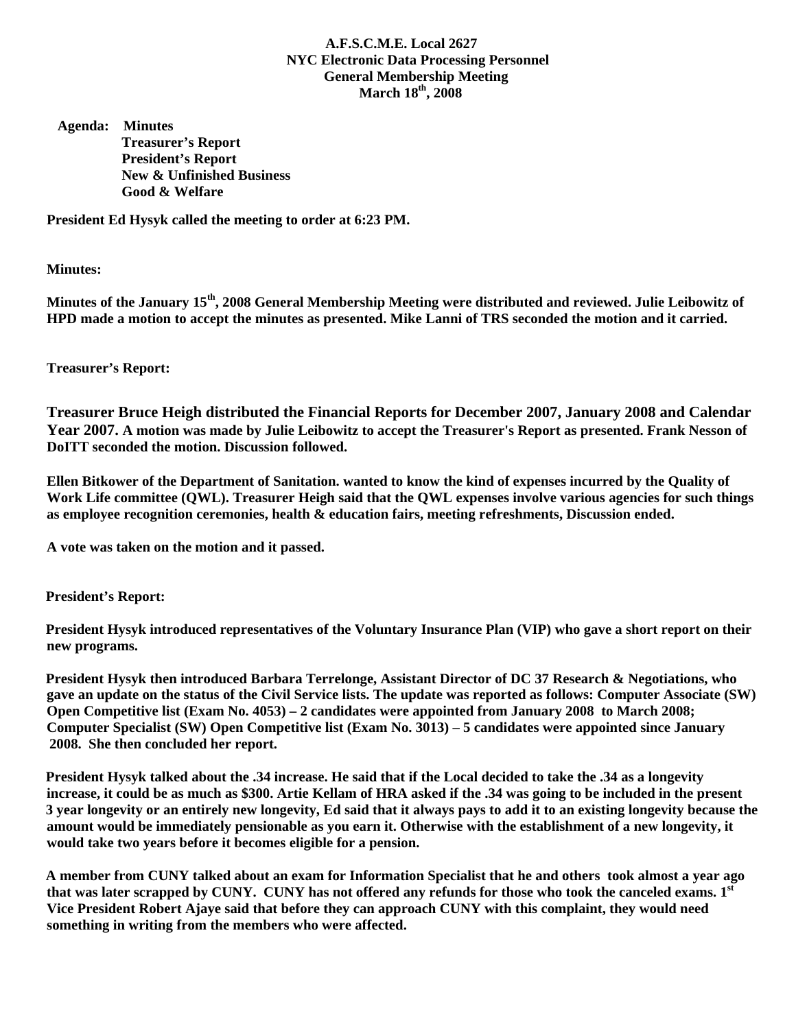# A.F.S.C.M.E. Local 2627
## NYC Electronic Data Processing Personnel
## General Membership Meeting
## March 18th, 2008

**Agenda:** **Minutes**
**Treasurer's Report**
**President's Report**
**New & Unfinished Business**
**Good & Welfare**

**President Ed Hysyk called the meeting to order at 6:23 PM.**

**Minutes:**

**Minutes of the January 15th, 2008 General Membership Meeting were distributed and reviewed. Julie Leibowitz of HPD made a motion to accept the minutes as presented. Mike Lanni of TRS seconded the motion and it carried.**

**Treasurer's Report:**

**Treasurer Bruce Heigh distributed the Financial Reports for December 2007, January 2008 and Calendar Year 2007. A motion was made by Julie Leibowitz to accept the Treasurer's Report as presented. Frank Nesson of DoITT seconded the motion. Discussion followed.**

**Ellen Bitkower of the Department of Sanitation. wanted to know the kind of expenses incurred by the Quality of Work Life committee (QWL). Treasurer Heigh said that the QWL expenses involve various agencies for such things as employee recognition ceremonies, health & education fairs, meeting refreshments, Discussion ended.**

**A vote was taken on the motion and it passed.**

**President's Report:**

**President Hysyk introduced representatives of the Voluntary Insurance Plan (VIP) who gave a short report on their new programs.**

**President Hysyk then introduced Barbara Terrelonge, Assistant Director of DC 37 Research & Negotiations, who gave an update on the status of the Civil Service lists. The update was reported as follows: Computer Associate (SW) Open Competitive list (Exam No. 4053) – 2 candidates were appointed from January 2008 to March 2008; Computer Specialist (SW) Open Competitive list (Exam No. 3013) – 5 candidates were appointed since January 2008. She then concluded her report.**

**President Hysyk talked about the .34 increase. He said that if the Local decided to take the .34 as a longevity increase, it could be as much as $300. Artie Kellam of HRA asked if the .34 was going to be included in the present 3 year longevity or an entirely new longevity, Ed said that it always pays to add it to an existing longevity because the amount would be immediately pensionable as you earn it. Otherwise with the establishment of a new longevity, it would take two years before it becomes eligible for a pension.**

**A member from CUNY talked about an exam for Information Specialist that he and others took almost a year ago that was later scrapped by CUNY. CUNY has not offered any refunds for those who took the canceled exams. 1st Vice President Robert Ajaye said that before they can approach CUNY with this complaint, they would need something in writing from the members who were affected.**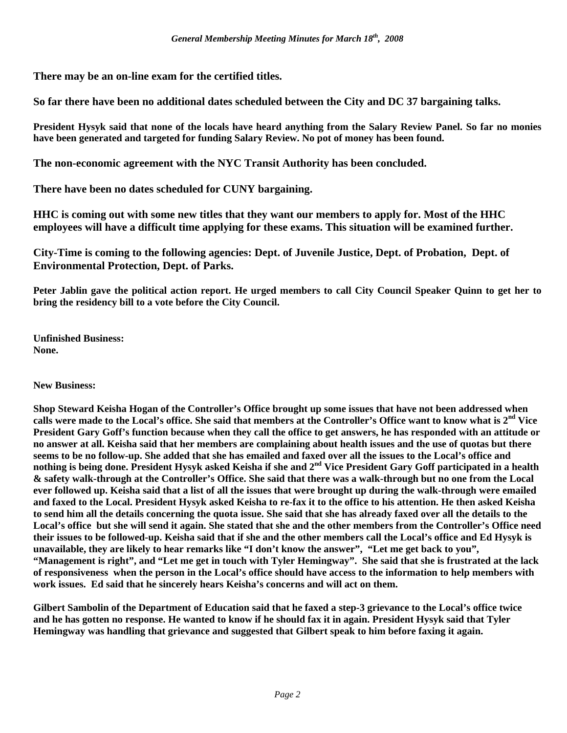**There may be an on-line exam for the certified titles.**

**So far there have been no additional dates scheduled between the City and DC 37 bargaining talks.**

**President Hysyk said that none of the locals have heard anything from the Salary Review Panel. So far no monies have been generated and targeted for funding Salary Review. No pot of money has been found.**

**The non-economic agreement with the NYC Transit Authority has been concluded.**

**There have been no dates scheduled for CUNY bargaining.**

**HHC is coming out with some new titles that they want our members to apply for. Most of the HHC employees will have a difficult time applying for these exams. This situation will be examined further.**

**City-Time is coming to the following agencies: Dept. of Juvenile Justice, Dept. of Probation, Dept. of Environmental Protection, Dept. of Parks.**

**Peter Jablin gave the political action report. He urged members to call City Council Speaker Quinn to get her to bring the residency bill to a vote before the City Council.**

**Unfinished Business:**
**None.**

**New Business:**

**Shop Steward Keisha Hogan of the Controller's Office brought up some issues that have not been addressed when calls were made to the Local's office. She said that members at the Controller's Office want to know what is 2nd Vice President Gary Goff's function because when they call the office to get answers, he has responded with an attitude or no answer at all. Keisha said that her members are complaining about health issues and the use of quotas but there seems to be no follow-up. She added that she has emailed and faxed over all the issues to the Local's office and nothing is being done. President Hysyk asked Keisha if she and 2nd Vice President Gary Goff participated in a health & safety walk-through at the Controller's Office. She said that there was a walk-through but no one from the Local ever followed up. Keisha said that a list of all the issues that were brought up during the walk-through were emailed and faxed to the Local. President Hysyk asked Keisha to re-fax it to the office to his attention. He then asked Keisha to send him all the details concerning the quota issue. She said that she has already faxed over all the details to the Local's office but she will send it again. She stated that she and the other members from the Controller's Office need their issues to be followed-up. Keisha said that if she and the other members call the Local's office and Ed Hysyk is unavailable, they are likely to hear remarks like "I don't know the answer", "Let me get back to you", "Management is right", and "Let me get in touch with Tyler Hemingway". She said that she is frustrated at the lack of responsiveness when the person in the Local's office should have access to the information to help members with work issues. Ed said that he sincerely hears Keisha's concerns and will act on them.**

**Gilbert Sambolin of the Department of Education said that he faxed a step-3 grievance to the Local's office twice and he has gotten no response. He wanted to know if he should fax it in again. President Hysyk said that Tyler Hemingway was handling that grievance and suggested that Gilbert speak to him before faxing it again.**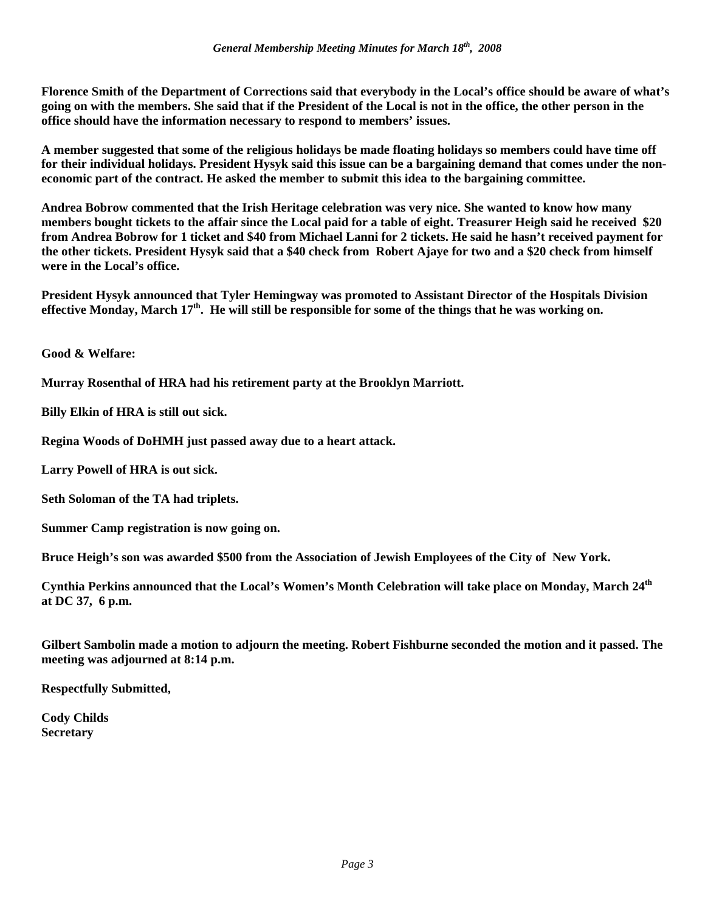**Florence Smith of the Department of Corrections said that everybody in the Local's office should be aware of what's going on with the members. She said that if the President of the Local is not in the office, the other person in the office should have the information necessary to respond to members' issues.**

**A member suggested that some of the religious holidays be made floating holidays so members could have time off for their individual holidays. President Hysyk said this issue can be a bargaining demand that comes under the non-economic part of the contract. He asked the member to submit this idea to the bargaining committee.**

**Andrea Bobrow commented that the Irish Heritage celebration was very nice. She wanted to know how many members bought tickets to the affair since the Local paid for a table of eight. Treasurer Heigh said he received $20 from Andrea Bobrow for 1 ticket and $40 from Michael Lanni for 2 tickets. He said he hasn't received payment for the other tickets. President Hysyk said that a $40 check from Robert Ajaye for two and a $20 check from himself were in the Local's office.**

**President Hysyk announced that Tyler Hemingway was promoted to Assistant Director of the Hospitals Division effective Monday, March 17th. He will still be responsible for some of the things that he was working on.**

**Good & Welfare:**

**Murray Rosenthal of HRA had his retirement party at the Brooklyn Marriott.**

**Billy Elkin of HRA is still out sick.**

**Regina Woods of DoHMH just passed away due to a heart attack.**

**Larry Powell of HRA is out sick.**

**Seth Soloman of the TA had triplets.**

**Summer Camp registration is now going on.**

**Bruce Heigh's son was awarded $500 from the Association of Jewish Employees of the City of New York.**

**Cynthia Perkins announced that the Local's Women's Month Celebration will take place on Monday, March 24th at DC 37, 6 p.m.**

**Gilbert Sambolin made a motion to adjourn the meeting. Robert Fishburne seconded the motion and it passed. The meeting was adjourned at 8:14 p.m.**

**Respectfully Submitted,**

**Cody Childs**
**Secretary**